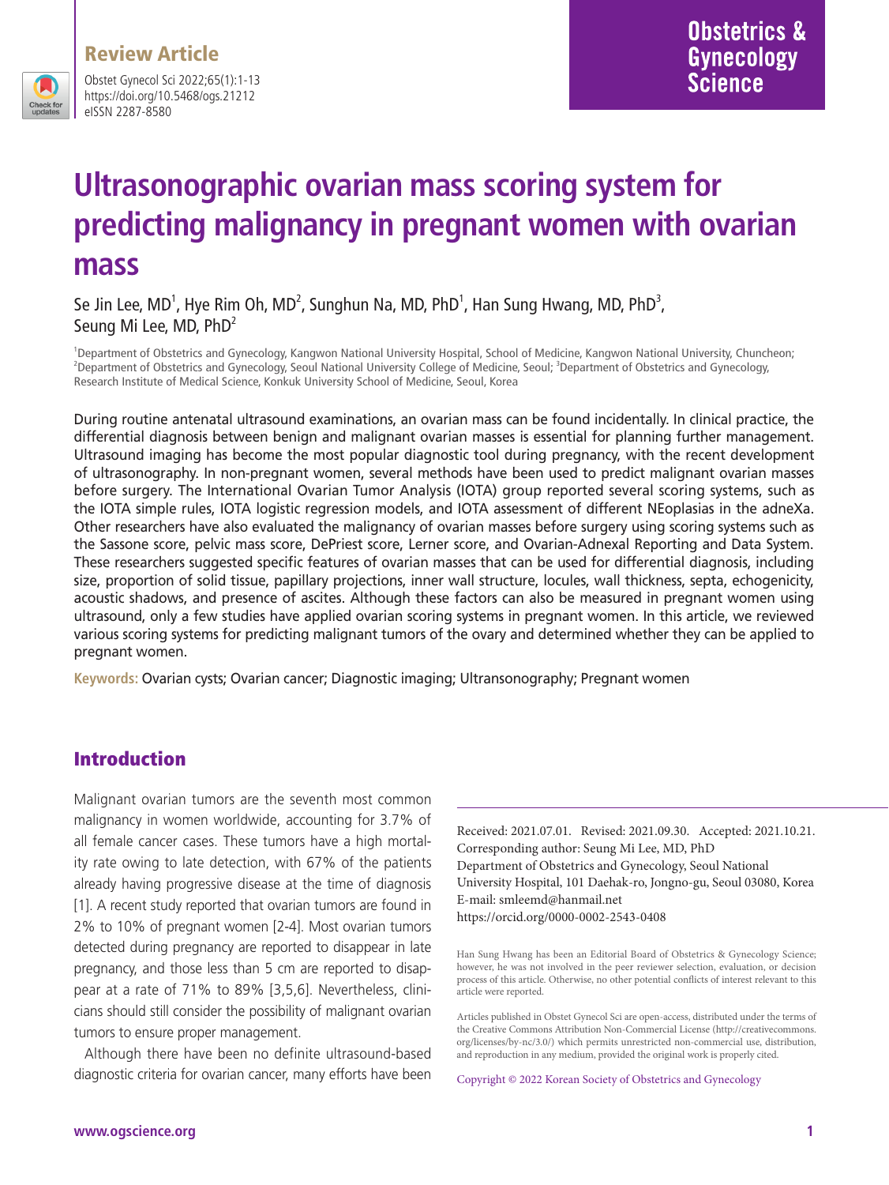Review Article

# Ultrasonographic ovarian mass scoring system for predicting malignancy in pregnant women with ovarian mass

Se Jin Lee, MD[1], Hye Rim Oh, MD[2], Sunghun Na, MD, PhD[1], Han Sung Hwang, MD, PhD[3], Seung Mi Lee, MD, PhD[2]

[1]Department of Obstetrics and Gynecology, Kangwon National University Hospital, School of Medicine, Kangwon National University, Chuncheon; [2]Department of Obstetrics and Gynecology, Seoul National University College of Medicine, Seoul; [3]Department of Obstetrics and Gynecology, Research Institute of Medical Science, Konkuk University School of Medicine, Seoul, Korea

During routine antenatal ultrasound examinations, an ovarian mass can be found incidentally. In clinical practice, the differential diagnosis between benign and malignant ovarian masses is essential for planning further management. Ultrasound imaging has become the most popular diagnostic tool during pregnancy, with the recent development of ultrasonography. In non-pregnant women, several methods have been used to predict malignant ovarian masses before surgery. The International Ovarian Tumor Analysis (IOTA) group reported several scoring systems, such as the IOTA simple rules, IOTA logistic regression models, and IOTA assessment of different NEoplasias in the adneXa. Other researchers have also evaluated the malignancy of ovarian masses before surgery using scoring systems such as the Sassone score, pelvic mass score, DePriest score, Lerner score, and Ovarian-Adnexal Reporting and Data System. These researchers suggested specific features of ovarian masses that can be used for differential diagnosis, including size, proportion of solid tissue, papillary projections, inner wall structure, locules, wall thickness, septa, echogenicity, acoustic shadows, and presence of ascites. Although these factors can also be measured in pregnant women using ultrasound, only a few studies have applied ovarian scoring systems in pregnant women. In this article, we reviewed various scoring systems for predicting malignant tumors of the ovary and determined whether they can be applied to pregnant women.

**Keywords:** Ovarian cysts; Ovarian cancer; Diagnostic imaging; Ultransonography; Pregnant women

## Introduction

Malignant ovarian tumors are the seventh most common malignancy in women worldwide, accounting for 3.7% of all female cancer cases. These tumors have a high mortality rate owing to late detection, with 67% of the patients already having progressive disease at the time of diagnosis [1]. A recent study reported that ovarian tumors are found in 2% to 10% of pregnant women [2-4]. Most ovarian tumors detected during pregnancy are reported to disappear in late pregnancy, and those less than 5 cm are reported to disappear at a rate of 71% to 89% [3,5,6]. Nevertheless, clinicians should still consider the possibility of malignant ovarian tumors to ensure proper management.

Although there have been no definite ultrasound-based diagnostic criteria for ovarian cancer, many efforts have been

Received: 2021.07.01. Revised: 2021.09.30. Accepted: 2021.10.21.
Corresponding author: Seung Mi Lee, MD, PhD
Department of Obstetrics and Gynecology, Seoul National University Hospital, 101 Daehak-ro, Jongno-gu, Seoul 03080, Korea
E-mail: smleemd@hanmail.net
https://orcid.org/0000-0002-2543-0408

Han Sung Hwang has been an Editorial Board of Obstetrics & Gynecology Science; however, he was not involved in the peer reviewer selection, evaluation, or decision process of this article. Otherwise, no other potential conflicts of interest relevant to this article were reported.

Articles published in Obstet Gynecol Sci are open-access, distributed under the terms of the Creative Commons Attribution Non-Commercial License (http://creativecommons.org/licenses/by-nc/3.0/) which permits unrestricted non-commercial use, distribution, and reproduction in any medium, provided the original work is properly cited.

Copyright © 2022 Korean Society of Obstetrics and Gynecology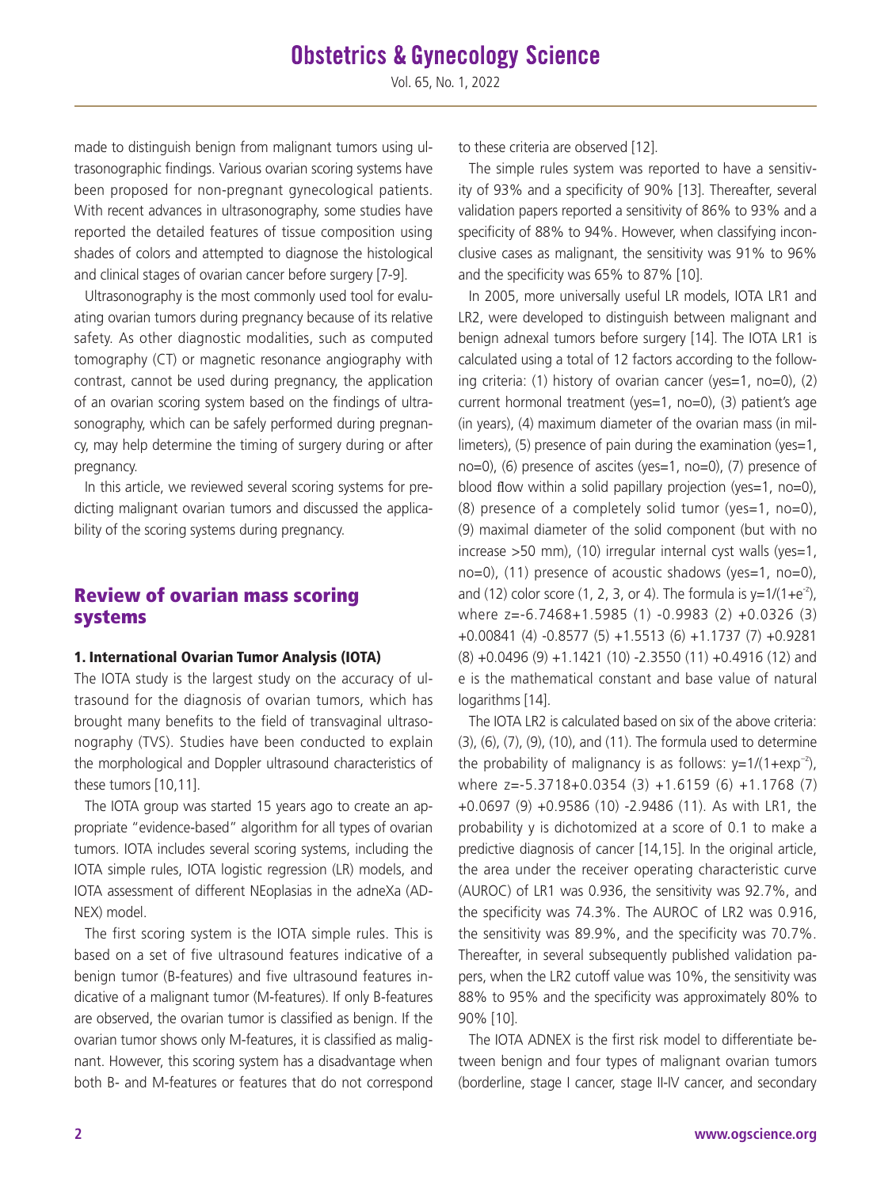made to distinguish benign from malignant tumors using ultrasonographic findings. Various ovarian scoring systems have been proposed for non-pregnant gynecological patients. With recent advances in ultrasonography, some studies have reported the detailed features of tissue composition using shades of colors and attempted to diagnose the histological and clinical stages of ovarian cancer before surgery [7-9].

Ultrasonography is the most commonly used tool for evaluating ovarian tumors during pregnancy because of its relative safety. As other diagnostic modalities, such as computed tomography (CT) or magnetic resonance angiography with contrast, cannot be used during pregnancy, the application of an ovarian scoring system based on the findings of ultrasonography, which can be safely performed during pregnancy, may help determine the timing of surgery during or after pregnancy.

In this article, we reviewed several scoring systems for predicting malignant ovarian tumors and discussed the applicability of the scoring systems during pregnancy.

## Review of ovarian mass scoring systems

### 1. International Ovarian Tumor Analysis (IOTA)

The IOTA study is the largest study on the accuracy of ultrasound for the diagnosis of ovarian tumors, which has brought many benefits to the field of transvaginal ultrasonography (TVS). Studies have been conducted to explain the morphological and Doppler ultrasound characteristics of these tumors [10,11].

The IOTA group was started 15 years ago to create an appropriate "evidence-based" algorithm for all types of ovarian tumors. IOTA includes several scoring systems, including the IOTA simple rules, IOTA logistic regression (LR) models, and IOTA assessment of different NEoplasias in the adneXa (ADNEX) model.

The first scoring system is the IOTA simple rules. This is based on a set of five ultrasound features indicative of a benign tumor (B-features) and five ultrasound features indicative of a malignant tumor (M-features). If only B-features are observed, the ovarian tumor is classified as benign. If the ovarian tumor shows only M-features, it is classified as malignant. However, this scoring system has a disadvantage when both B- and M-features or features that do not correspond to these criteria are observed [12].

The simple rules system was reported to have a sensitivity of 93% and a specificity of 90% [13]. Thereafter, several validation papers reported a sensitivity of 86% to 93% and a specificity of 88% to 94%. However, when classifying inconclusive cases as malignant, the sensitivity was 91% to 96% and the specificity was 65% to 87% [10].

In 2005, more universally useful LR models, IOTA LR1 and LR2, were developed to distinguish between malignant and benign adnexal tumors before surgery [14]. The IOTA LR1 is calculated using a total of 12 factors according to the following criteria: (1) history of ovarian cancer (yes=1, no=0), (2) current hormonal treatment (yes=1, no=0), (3) patient's age (in years), (4) maximum diameter of the ovarian mass (in millimeters), (5) presence of pain during the examination (yes=1, no=0), (6) presence of ascites (yes=1, no=0), (7) presence of blood flow within a solid papillary projection (yes=1, no=0), (8) presence of a completely solid tumor (yes=1, no=0), (9) maximal diameter of the solid component (but with no increase >50 mm), (10) irregular internal cyst walls (yes=1, no=0), (11) presence of acoustic shadows (yes=1, no=0), and (12) color score (1, 2, 3, or 4). The formula is $y=1/(1+e^{-z})$, where $z=-6.7468+1.5985\ (1)\ -0.9983\ (2)\ +0.0326\ (3)\ +0.00841\ (4)\ -0.8577\ (5)\ +1.5513\ (6)\ +1.1737\ (7)\ +0.9281\ (8)\ +0.0496\ (9)\ +1.1421\ (10)\ -2.3550\ (11)\ +0.4916\ (12)$ and e is the mathematical constant and base value of natural logarithms [14].

The IOTA LR2 is calculated based on six of the above criteria: (3), (6), (7), (9), (10), and (11). The formula used to determine the probability of malignancy is as follows: $y=1/(1+\exp^{-z})$, where $z=-5.3718+0.0354\ (3)\ +1.6159\ (6)\ +1.1768\ (7)\ +0.0697\ (9)\ +0.9586\ (10)\ -2.9486\ (11)$. As with LR1, the probability y is dichotomized at a score of 0.1 to make a predictive diagnosis of cancer [14,15]. In the original article, the area under the receiver operating characteristic curve (AUROC) of LR1 was 0.936, the sensitivity was 92.7%, and the specificity was 74.3%. The AUROC of LR2 was 0.916, the sensitivity was 89.9%, and the specificity was 70.7%. Thereafter, in several subsequently published validation papers, when the LR2 cutoff value was 10%, the sensitivity was 88% to 95% and the specificity was approximately 80% to 90% [10].

The IOTA ADNEX is the first risk model to differentiate between benign and four types of malignant ovarian tumors (borderline, stage I cancer, stage II-IV cancer, and secondary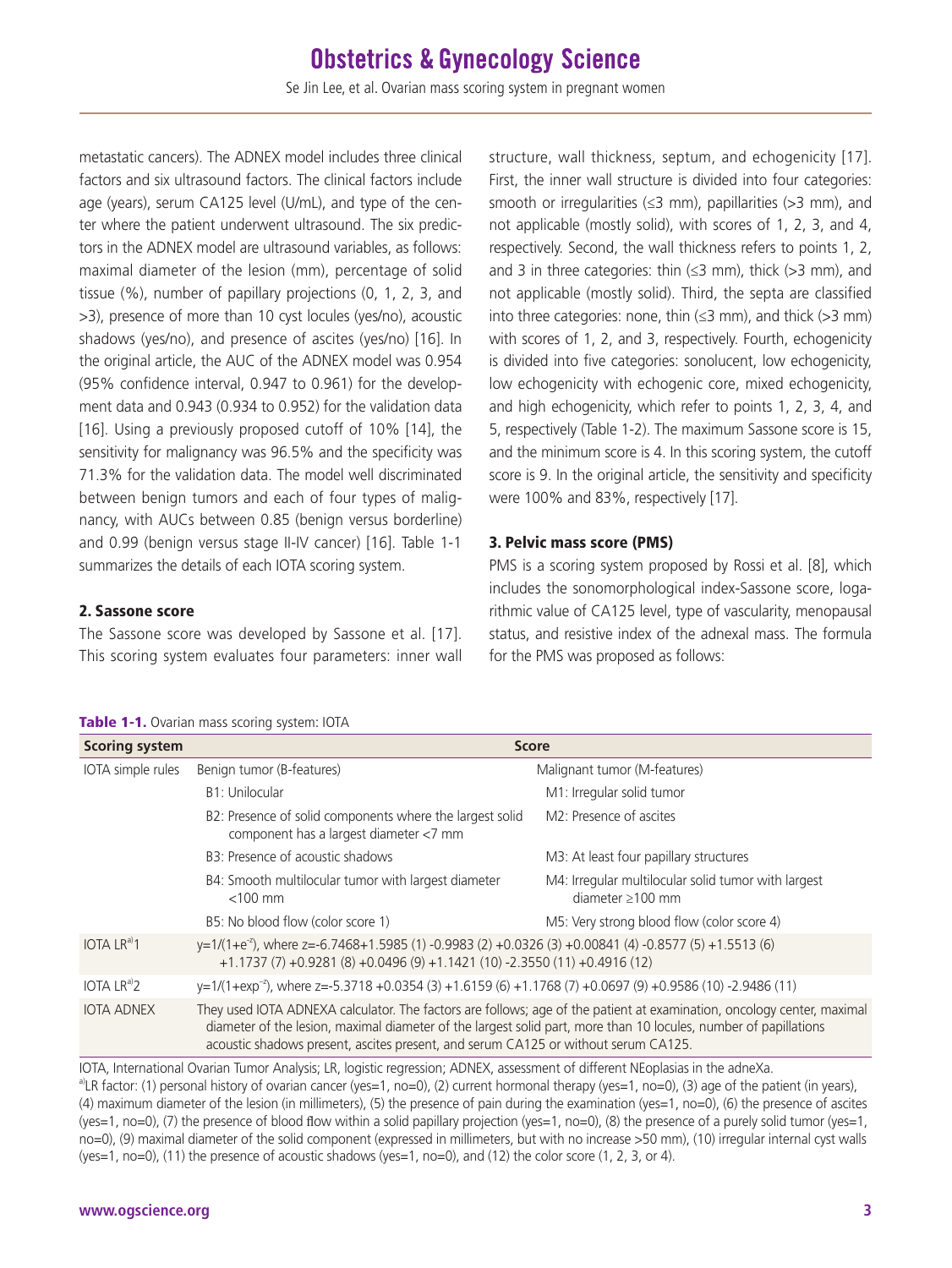metastatic cancers). The ADNEX model includes three clinical factors and six ultrasound factors. The clinical factors include age (years), serum CA125 level (U/mL), and type of the center where the patient underwent ultrasound. The six predictors in the ADNEX model are ultrasound variables, as follows: maximal diameter of the lesion (mm), percentage of solid tissue (%), number of papillary projections (0, 1, 2, 3, and >3), presence of more than 10 cyst locules (yes/no), acoustic shadows (yes/no), and presence of ascites (yes/no) [16]. In the original article, the AUC of the ADNEX model was 0.954 (95% confidence interval, 0.947 to 0.961) for the development data and 0.943 (0.934 to 0.952) for the validation data [16]. Using a previously proposed cutoff of 10% [14], the sensitivity for malignancy was 96.5% and the specificity was 71.3% for the validation data. The model well discriminated between benign tumors and each of four types of malignancy, with AUCs between 0.85 (benign versus borderline) and 0.99 (benign versus stage II-IV cancer) [16]. Table 1-1 summarizes the details of each IOTA scoring system.

### 2. Sassone score

The Sassone score was developed by Sassone et al. [17]. This scoring system evaluates four parameters: inner wall structure, wall thickness, septum, and echogenicity [17]. First, the inner wall structure is divided into four categories: smooth or irregularities (≤3 mm), papillarities (>3 mm), and not applicable (mostly solid), with scores of 1, 2, 3, and 4, respectively. Second, the wall thickness refers to points 1, 2, and 3 in three categories: thin (≤3 mm), thick (>3 mm), and not applicable (mostly solid). Third, the septa are classified into three categories: none, thin (≤3 mm), and thick (>3 mm) with scores of 1, 2, and 3, respectively. Fourth, echogenicity is divided into five categories: sonolucent, low echogenicity, low echogenicity with echogenic core, mixed echogenicity, and high echogenicity, which refer to points 1, 2, 3, 4, and 5, respectively (Table 1-2). The maximum Sassone score is 15, and the minimum score is 4. In this scoring system, the cutoff score is 9. In the original article, the sensitivity and specificity were 100% and 83%, respectively [17].

### 3. Pelvic mass score (PMS)

PMS is a scoring system proposed by Rossi et al. [8], which includes the sonomorphological index-Sassone score, logarithmic value of CA125 level, type of vascularity, menopausal status, and resistive index of the adnexal mass. The formula for the PMS was proposed as follows:

**Table 1-1.** Ovarian mass scoring system: IOTA

| Scoring system | Score | |
|---|---|---|
| IOTA simple rules | Benign tumor (B-features) | Malignant tumor (M-features) |
| | B1: Unilocular | M1: Irregular solid tumor |
| | B2: Presence of solid components where the largest solid component has a largest diameter <7 mm | M2: Presence of ascites |
| | B3: Presence of acoustic shadows | M3: At least four papillary structures |
| | B4: Smooth multilocular tumor with largest diameter <100 mm | M4: Irregular multilocular solid tumor with largest diameter ≥100 mm |
| | B5: No blood flow (color score 1) | M5: Very strong blood flow (color score 4) |
| IOTA LR[a]1 | $y=1/(1+e^{-z})$, where z=-6.7468+1.5985 (1) -0.9983 (2) +0.0326 (3) +0.00841 (4) -0.8577 (5) +1.5513 (6) +1.1737 (7) +0.9281 (8) +0.0496 (9) +1.1421 (10) -2.3550 (11) +0.4916 (12) | |
| IOTA LR[a]2 | $y=1/(1+\exp^{-z})$, where z=-5.3718 +0.0354 (3) +1.6159 (6) +1.1768 (7) +0.0697 (9) +0.9586 (10) -2.9486 (11) | |
| IOTA ADNEX | They used IOTA ADNEXA calculator. The factors are follows; age of the patient at examination, oncology center, maximal diameter of the lesion, maximal diameter of the largest solid part, more than 10 locules, number of papillations acoustic shadows present, ascites present, and serum CA125 or without serum CA125. | |

IOTA, International Ovarian Tumor Analysis; LR, logistic regression; ADNEX, assessment of different NEoplasias in the adneXa.
[a]LR factor: (1) personal history of ovarian cancer (yes=1, no=0), (2) current hormonal therapy (yes=1, no=0), (3) age of the patient (in years), (4) maximum diameter of the lesion (in millimeters), (5) the presence of pain during the examination (yes=1, no=0), (6) the presence of ascites (yes=1, no=0), (7) the presence of blood flow within a solid papillary projection (yes=1, no=0), (8) the presence of a purely solid tumor (yes=1, no=0), (9) maximal diameter of the solid component (expressed in millimeters, but with no increase >50 mm), (10) irregular internal cyst walls (yes=1, no=0), (11) the presence of acoustic shadows (yes=1, no=0), and (12) the color score (1, 2, 3, or 4).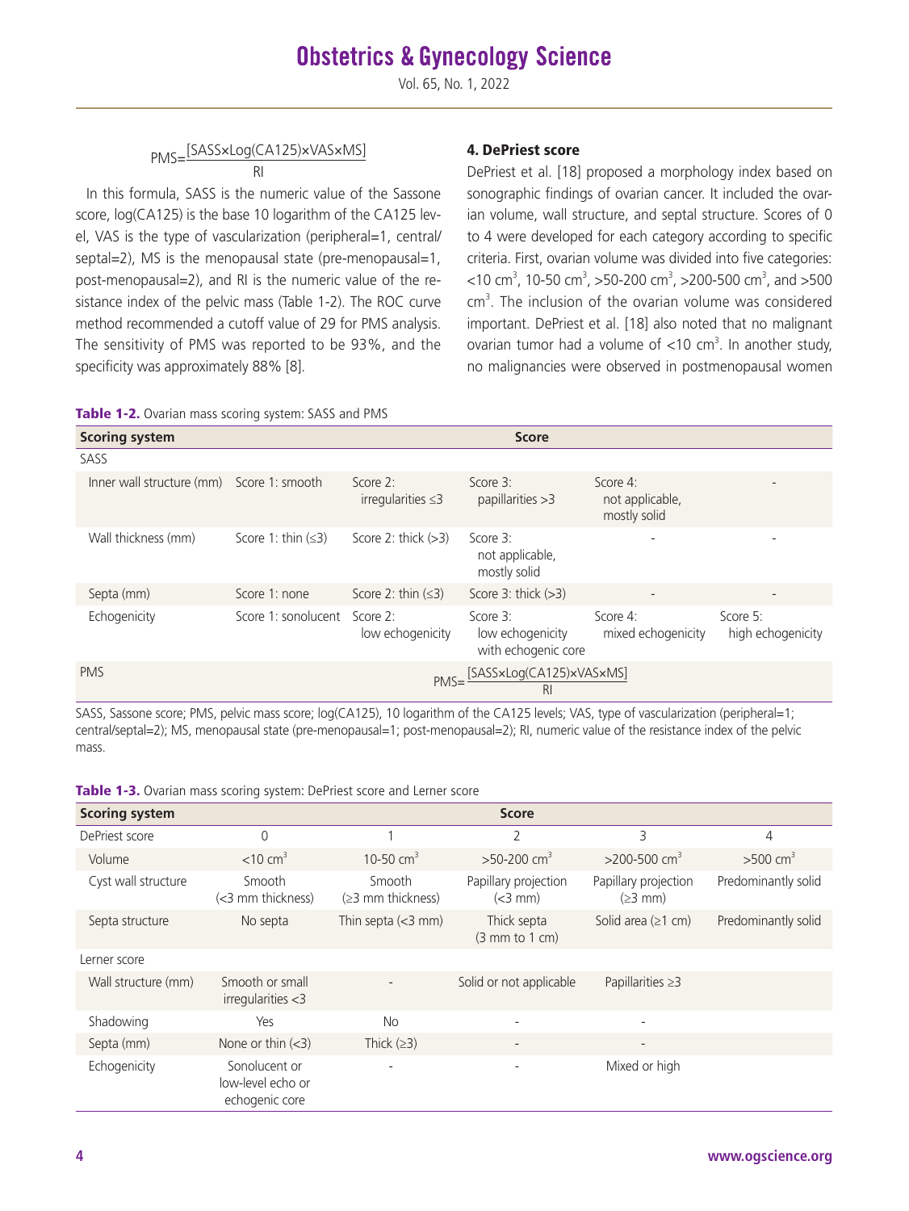$$PMS=\frac{[SASS\times Log(CA125)\times VAS\times MS]}{RI}$$

In this formula, SASS is the numeric value of the Sassone score, log(CA125) is the base 10 logarithm of the CA125 level, VAS is the type of vascularization (peripheral=1, central/septal=2), MS is the menopausal state (pre-menopausal=1, post-menopausal=2), and RI is the numeric value of the resistance index of the pelvic mass (Table 1-2). The ROC curve method recommended a cutoff value of 29 for PMS analysis. The sensitivity of PMS was reported to be 93%, and the specificity was approximately 88% [8].

### 4. DePriest score

DePriest et al. [18] proposed a morphology index based on sonographic findings of ovarian cancer. It included the ovarian volume, wall structure, and septal structure. Scores of 0 to 4 were developed for each category according to specific criteria. First, ovarian volume was divided into five categories: <10 $cm^3$, 10-50 $cm^3$, >50-200 $cm^3$, >200-500 $cm^3$, and >500 $cm^3$. The inclusion of the ovarian volume was considered important. DePriest et al. [18] also noted that no malignant ovarian tumor had a volume of <10 $cm^3$. In another study, no malignancies were observed in postmenopausal women

**Table 1-2.** Ovarian mass scoring system: SASS and PMS

| Scoring system | Score | | | | |
|---|---|---|---|---|---|
| SASS | | | | | |
| Inner wall structure (mm) | Score 1: smooth | Score 2: irregularities ≤3 | Score 3: papillarities >3 | Score 4: not applicable, mostly solid | - |
| Wall thickness (mm) | Score 1: thin (≤3) | Score 2: thick (>3) | Score 3: not applicable, mostly solid | - | - |
| Septa (mm) | Score 1: none | Score 2: thin (≤3) | Score 3: thick (>3) | - | - |
| Echogenicity | Score 1: sonolucent | Score 2: low echogenicity | Score 3: low echogenicity with echogenic core | Score 4: mixed echogenicity | Score 5: high echogenicity |
| PMS | $PMS=\frac{[SASS\times Log(CA125)\times VAS\times MS]}{RI}$ | | | | |

SASS, Sassone score; PMS, pelvic mass score; log(CA125), 10 logarithm of the CA125 levels; VAS, type of vascularization (peripheral=1; central/septal=2); MS, menopausal state (pre-menopausal=1; post-menopausal=2); RI, numeric value of the resistance index of the pelvic mass.

**Table 1-3.** Ovarian mass scoring system: DePriest score and Lerner score

| Scoring system | Score | | | | |
|---|---|---|---|---|---|
| DePriest score | 0 | 1 | 2 | 3 | 4 |
| Volume | <10 $cm^3$ | 10-50 $cm^3$ | >50-200 $cm^3$ | >200-500 $cm^3$ | >500 $cm^3$ |
| Cyst wall structure | Smooth (<3 mm thickness) | Smooth (≥3 mm thickness) | Papillary projection (<3 mm) | Papillary projection (≥3 mm) | Predominantly solid |
| Septa structure | No septa | Thin septa (<3 mm) | Thick septa (3 mm to 1 cm) | Solid area (≥1 cm) | Predominantly solid |
| Lerner score | | | | | |
| Wall structure (mm) | Smooth or small irregularities <3 | - | Solid or not applicable | Papillarities ≥3 | |
| Shadowing | Yes | No | - | - | |
| Septa (mm) | None or thin (<3) | Thick (≥3) | - | - | |
| Echogenicity | Sonolucent or low-level echo or echogenic core | - | - | Mixed or high | |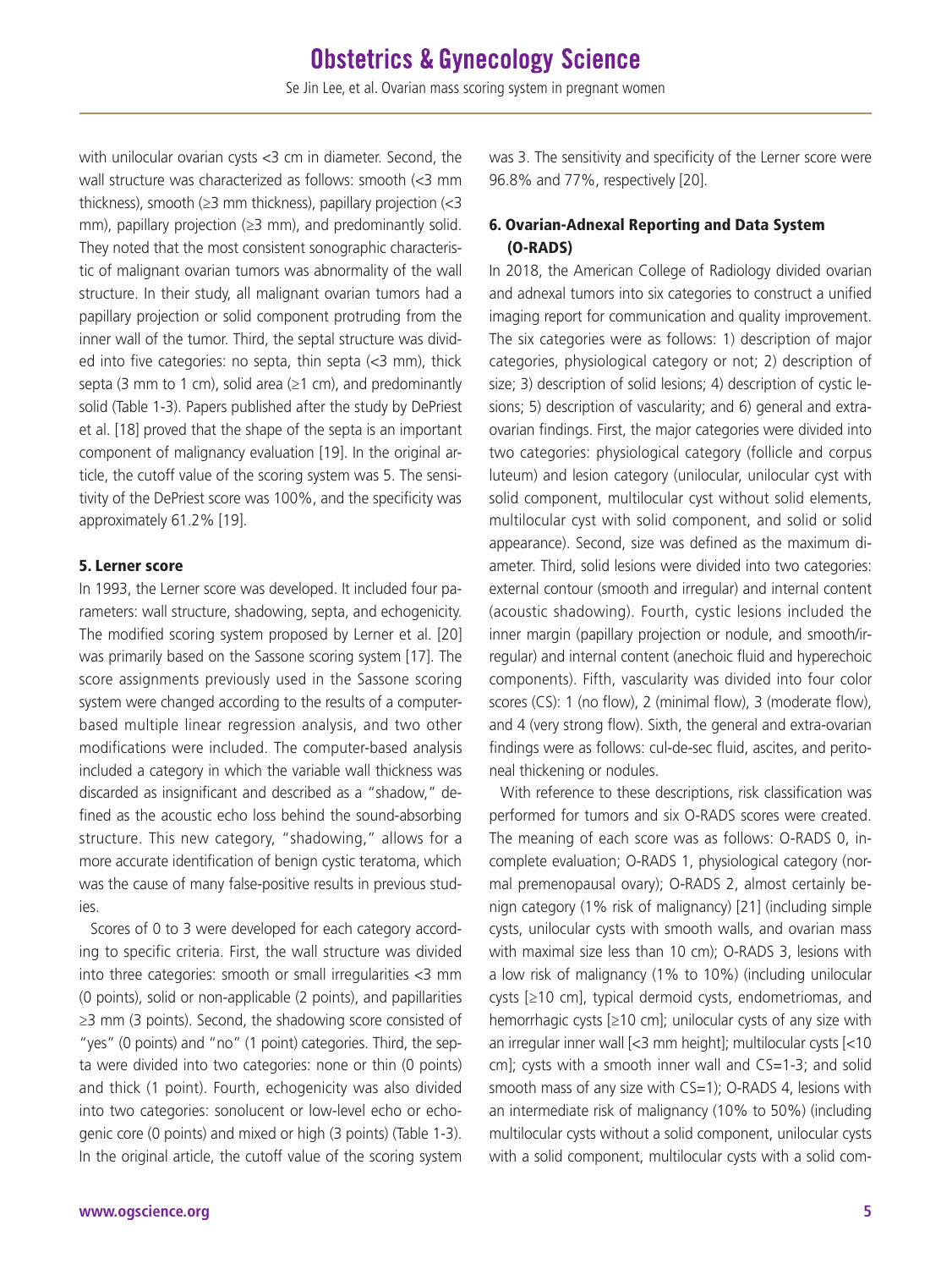with unilocular ovarian cysts <3 cm in diameter. Second, the wall structure was characterized as follows: smooth (<3 mm thickness), smooth (≥3 mm thickness), papillary projection (<3 mm), papillary projection (≥3 mm), and predominantly solid. They noted that the most consistent sonographic characteristic of malignant ovarian tumors was abnormality of the wall structure. In their study, all malignant ovarian tumors had a papillary projection or solid component protruding from the inner wall of the tumor. Third, the septal structure was divided into five categories: no septa, thin septa (<3 mm), thick septa (3 mm to 1 cm), solid area (≥1 cm), and predominantly solid (Table 1-3). Papers published after the study by DePriest et al. [18] proved that the shape of the septa is an important component of malignancy evaluation [19]. In the original article, the cutoff value of the scoring system was 5. The sensitivity of the DePriest score was 100%, and the specificity was approximately 61.2% [19].

### 5. Lerner score

In 1993, the Lerner score was developed. It included four parameters: wall structure, shadowing, septa, and echogenicity. The modified scoring system proposed by Lerner et al. [20] was primarily based on the Sassone scoring system [17]. The score assignments previously used in the Sassone scoring system were changed according to the results of a computer-based multiple linear regression analysis, and two other modifications were included. The computer-based analysis included a category in which the variable wall thickness was discarded as insignificant and described as a "shadow," defined as the acoustic echo loss behind the sound-absorbing structure. This new category, "shadowing," allows for a more accurate identification of benign cystic teratoma, which was the cause of many false-positive results in previous studies.

Scores of 0 to 3 were developed for each category according to specific criteria. First, the wall structure was divided into three categories: smooth or small irregularities <3 mm (0 points), solid or non-applicable (2 points), and papillarities ≥3 mm (3 points). Second, the shadowing score consisted of "yes" (0 points) and "no" (1 point) categories. Third, the septa were divided into two categories: none or thin (0 points) and thick (1 point). Fourth, echogenicity was also divided into two categories: sonolucent or low-level echo or echogenic core (0 points) and mixed or high (3 points) (Table 1-3). In the original article, the cutoff value of the scoring system was 3. The sensitivity and specificity of the Lerner score were 96.8% and 77%, respectively [20].

### 6. Ovarian-Adnexal Reporting and Data System (O-RADS)

In 2018, the American College of Radiology divided ovarian and adnexal tumors into six categories to construct a unified imaging report for communication and quality improvement. The six categories were as follows: 1) description of major categories, physiological category or not; 2) description of size; 3) description of solid lesions; 4) description of cystic lesions; 5) description of vascularity; and 6) general and extra-ovarian findings. First, the major categories were divided into two categories: physiological category (follicle and corpus luteum) and lesion category (unilocular, unilocular cyst with solid component, multilocular cyst without solid elements, multilocular cyst with solid component, and solid or solid appearance). Second, size was defined as the maximum diameter. Third, solid lesions were divided into two categories: external contour (smooth and irregular) and internal content (acoustic shadowing). Fourth, cystic lesions included the inner margin (papillary projection or nodule, and smooth/irregular) and internal content (anechoic fluid and hyperechoic components). Fifth, vascularity was divided into four color scores (CS): 1 (no flow), 2 (minimal flow), 3 (moderate flow), and 4 (very strong flow). Sixth, the general and extra-ovarian findings were as follows: cul-de-sec fluid, ascites, and peritoneal thickening or nodules.

With reference to these descriptions, risk classification was performed for tumors and six O-RADS scores were created. The meaning of each score was as follows: O-RADS 0, incomplete evaluation; O-RADS 1, physiological category (normal premenopausal ovary); O-RADS 2, almost certainly benign category (1% risk of malignancy) [21] (including simple cysts, unilocular cysts with smooth walls, and ovarian mass with maximal size less than 10 cm); O-RADS 3, lesions with a low risk of malignancy (1% to 10%) (including unilocular cysts [≥10 cm], typical dermoid cysts, endometriomas, and hemorrhagic cysts [≥10 cm]; unilocular cysts of any size with an irregular inner wall [<3 mm height]; multilocular cysts [<10 cm]; cysts with a smooth inner wall and CS=1-3; and solid smooth mass of any size with CS=1); O-RADS 4, lesions with an intermediate risk of malignancy (10% to 50%) (including multilocular cysts without a solid component, unilocular cysts with a solid component, multilocular cysts with a solid com-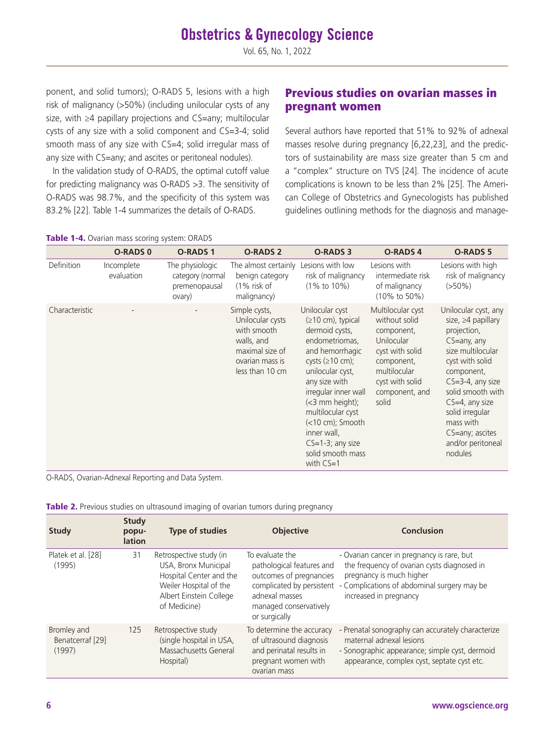ponent, and solid tumors); O-RADS 5, lesions with a high risk of malignancy (>50%) (including unilocular cysts of any size, with ≥4 papillary projections and CS=any; multilocular cysts of any size with a solid component and CS=3-4; solid smooth mass of any size with CS=4; solid irregular mass of any size with CS=any; and ascites or peritoneal nodules).

In the validation study of O-RADS, the optimal cutoff value for predicting malignancy was O-RADS >3. The sensitivity of O-RADS was 98.7%, and the specificity of this system was 83.2% [22]. Table 1-4 summarizes the details of O-RADS.

## Previous studies on ovarian masses in pregnant women

Several authors have reported that 51% to 92% of adnexal masses resolve during pregnancy [6,22,23], and the predictors of sustainability are mass size greater than 5 cm and a "complex" structure on TVS [24]. The incidence of acute complications is known to be less than 2% [25]. The American College of Obstetrics and Gynecologists has published guidelines outlining methods for the diagnosis and manage-

**Table 1-4.** Ovarian mass scoring system: ORADS

| | O-RADS 0 | O-RADS 1 | O-RADS 2 | O-RADS 3 | O-RADS 4 | O-RADS 5 |
|---|---|---|---|---|---|---|
| Definition | Incomplete evaluation | The physiologic category (normal premenopausal ovary) | The almost certainly benign category (1% risk of malignancy) | Lesions with low risk of malignancy (1% to 10%) | Lesions with intermediate risk of malignancy (10% to 50%) | Lesions with high risk of malignancy (>50%) |
| Characteristic | - | - | Simple cysts, Unilocular cysts with smooth walls, and maximal size of ovarian mass is less than 10 cm | Unilocular cyst (≥10 cm), typical dermoid cysts, endometriomas, and hemorrhagic cysts (≥10 cm); unilocular cyst, any size with irregular inner wall (<3 mm height); multilocular cyst (<10 cm); Smooth inner wall, CS=1-3; any size solid smooth mass with CS=1 | Multilocular cyst without solid component, Unilocular cyst with solid component, multilocular cyst with solid component, and solid | Unilocular cyst, any size, ≥4 papillary projection, CS=any, any size multilocular cyst with solid component, CS=3-4, any size solid smooth with CS=4, any size solid irregular mass with CS=any; ascites and/or peritoneal nodules |

O-RADS, Ovarian-Adnexal Reporting and Data System.

**Table 2.** Previous studies on ultrasound imaging of ovarian tumors during pregnancy

| Study | Study population | Type of studies | Objective | Conclusion |
|---|---|---|---|---|
| Platek et al. [28] (1995) | 31 | Retrospective study (in USA, Bronx Municipal Hospital Center and the Weiler Hospital of the Albert Einstein College of Medicine) | To evaluate the pathological features and outcomes of pregnancies complicated by persistent adnexal masses managed conservatively or surgically | - Ovarian cancer in pregnancy is rare, but the frequency of ovarian cysts diagnosed in pregnancy is much higher<br>- Complications of abdominal surgery may be increased in pregnancy |
| Bromley and Benatcerraf [29] (1997) | 125 | Retrospective study (single hospital in USA, Massachusetts General Hospital) | To determine the accuracy of ultrasound diagnosis and perinatal results in pregnant women with ovarian mass | - Prenatal sonography can accurately characterize maternal adnexal lesions<br>- Sonographic appearance; simple cyst, dermoid appearance, complex cyst, septate cyst etc. |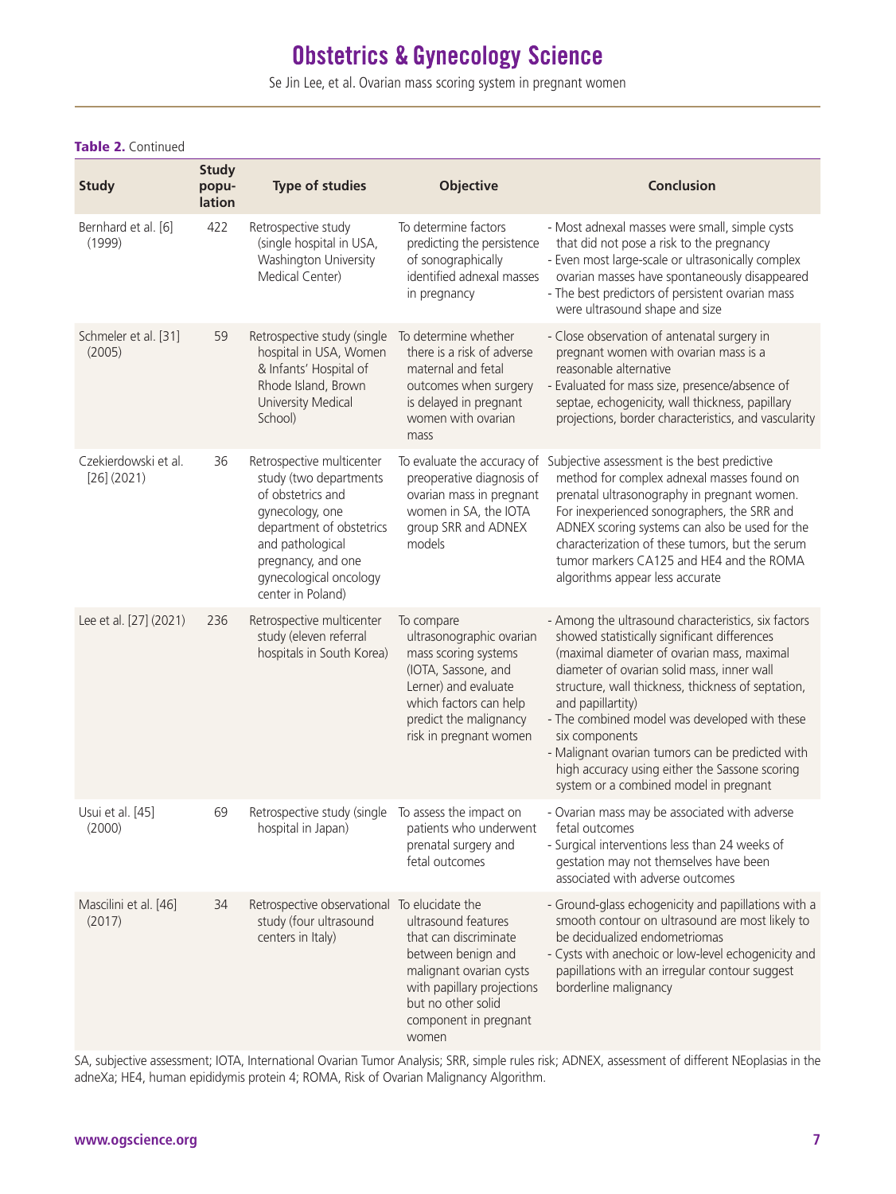**Table 2.** Continued

| Study | Study population | Type of studies | Objective | Conclusion |
|---|---|---|---|---|
| Bernhard et al. [6] (1999) | 422 | Retrospective study (single hospital in USA, Washington University Medical Center) | To determine factors predicting the persistence of sonographically identified adnexal masses in pregnancy | - Most adnexal masses were small, simple cysts that did not pose a risk to the pregnancy<br>- Even most large-scale or ultrasonically complex ovarian masses have spontaneously disappeared<br>- The best predictors of persistent ovarian mass were ultrasound shape and size |
| Schmeler et al. [31] (2005) | 59 | Retrospective study (single hospital in USA, Women & Infants' Hospital of Rhode Island, Brown University Medical School) | To determine whether there is a risk of adverse maternal and fetal outcomes when surgery is delayed in pregnant women with ovarian mass | - Close observation of antenatal surgery in pregnant women with ovarian mass is a reasonable alternative<br>- Evaluated for mass size, presence/absence of septae, echogenicity, wall thickness, papillary projections, border characteristics, and vascularity |
| Czekierdowski et al. [26] (2021) | 36 | Retrospective multicenter study (two departments of obstetrics and gynecology, one department of obstetrics and pathological pregnancy, and one gynecological oncology center in Poland) | To evaluate the accuracy of preoperative diagnosis of ovarian mass in pregnant women in SA, the IOTA group SRR and ADNEX models | Subjective assessment is the best predictive method for complex adnexal masses found on prenatal ultrasonography in pregnant women. For inexperienced sonographers, the SRR and ADNEX scoring systems can also be used for the characterization of these tumors, but the serum tumor markers CA125 and HE4 and the ROMA algorithms appear less accurate |
| Lee et al. [27] (2021) | 236 | Retrospective multicenter study (eleven referral hospitals in South Korea) | To compare ultrasonographic ovarian mass scoring systems (IOTA, Sassone, and Lerner) and evaluate which factors can help predict the malignancy risk in pregnant women | - Among the ultrasound characteristics, six factors showed statistically significant differences (maximal diameter of ovarian mass, maximal diameter of ovarian solid mass, inner wall structure, wall thickness, thickness of septation, and papillartity)<br>- The combined model was developed with these six components<br>- Malignant ovarian tumors can be predicted with high accuracy using either the Sassone scoring system or a combined model in pregnant |
| Usui et al. [45] (2000) | 69 | Retrospective study (single hospital in Japan) | To assess the impact on patients who underwent prenatal surgery and fetal outcomes | - Ovarian mass may be associated with adverse fetal outcomes<br>- Surgical interventions less than 24 weeks of gestation may not themselves have been associated with adverse outcomes |
| Mascilini et al. [46] (2017) | 34 | Retrospective observational study (four ultrasound centers in Italy) | To elucidate the ultrasound features that can discriminate between benign and malignant ovarian cysts with papillary projections but no other solid component in pregnant women | - Ground-glass echogenicity and papillations with a smooth contour on ultrasound are most likely to be decidualized endometriomas<br>- Cysts with anechoic or low-level echogenicity and papillations with an irregular contour suggest borderline malignancy |

SA, subjective assessment; IOTA, International Ovarian Tumor Analysis; SRR, simple rules risk; ADNEX, assessment of different NEoplasias in the adneXa; HE4, human epididymis protein 4; ROMA, Risk of Ovarian Malignancy Algorithm.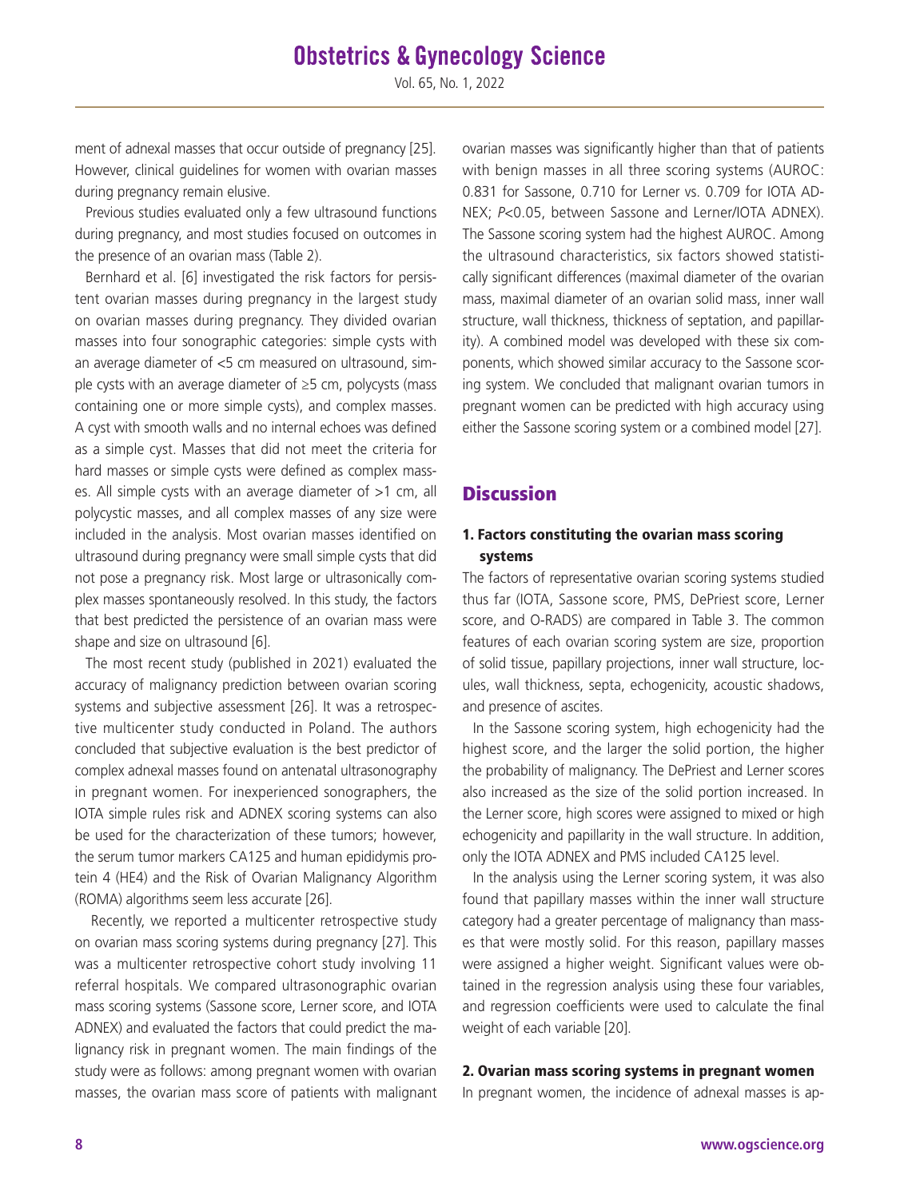ment of adnexal masses that occur outside of pregnancy [25]. However, clinical guidelines for women with ovarian masses during pregnancy remain elusive.

Previous studies evaluated only a few ultrasound functions during pregnancy, and most studies focused on outcomes in the presence of an ovarian mass (Table 2).

Bernhard et al. [6] investigated the risk factors for persistent ovarian masses during pregnancy in the largest study on ovarian masses during pregnancy. They divided ovarian masses into four sonographic categories: simple cysts with an average diameter of <5 cm measured on ultrasound, simple cysts with an average diameter of ≥5 cm, polycysts (mass containing one or more simple cysts), and complex masses. A cyst with smooth walls and no internal echoes was defined as a simple cyst. Masses that did not meet the criteria for hard masses or simple cysts were defined as complex masses. All simple cysts with an average diameter of >1 cm, all polycystic masses, and all complex masses of any size were included in the analysis. Most ovarian masses identified on ultrasound during pregnancy were small simple cysts that did not pose a pregnancy risk. Most large or ultrasonically complex masses spontaneously resolved. In this study, the factors that best predicted the persistence of an ovarian mass were shape and size on ultrasound [6].

The most recent study (published in 2021) evaluated the accuracy of malignancy prediction between ovarian scoring systems and subjective assessment [26]. It was a retrospective multicenter study conducted in Poland. The authors concluded that subjective evaluation is the best predictor of complex adnexal masses found on antenatal ultrasonography in pregnant women. For inexperienced sonographers, the IOTA simple rules risk and ADNEX scoring systems can also be used for the characterization of these tumors; however, the serum tumor markers CA125 and human epididymis protein 4 (HE4) and the Risk of Ovarian Malignancy Algorithm (ROMA) algorithms seem less accurate [26].

Recently, we reported a multicenter retrospective study on ovarian mass scoring systems during pregnancy [27]. This was a multicenter retrospective cohort study involving 11 referral hospitals. We compared ultrasonographic ovarian mass scoring systems (Sassone score, Lerner score, and IOTA ADNEX) and evaluated the factors that could predict the malignancy risk in pregnant women. The main findings of the study were as follows: among pregnant women with ovarian masses, the ovarian mass score of patients with malignant ovarian masses was significantly higher than that of patients with benign masses in all three scoring systems (AUROC: 0.831 for Sassone, 0.710 for Lerner vs. 0.709 for IOTA ADNEX; $P<0.05$, between Sassone and Lerner/IOTA ADNEX). The Sassone scoring system had the highest AUROC. Among the ultrasound characteristics, six factors showed statistically significant differences (maximal diameter of the ovarian mass, maximal diameter of an ovarian solid mass, inner wall structure, wall thickness, thickness of septation, and papillarity). A combined model was developed with these six components, which showed similar accuracy to the Sassone scoring system. We concluded that malignant ovarian tumors in pregnant women can be predicted with high accuracy using either the Sassone scoring system or a combined model [27].

# Discussion

## 1. Factors constituting the ovarian mass scoring systems

The factors of representative ovarian scoring systems studied thus far (IOTA, Sassone score, PMS, DePriest score, Lerner score, and O-RADS) are compared in Table 3. The common features of each ovarian scoring system are size, proportion of solid tissue, papillary projections, inner wall structure, locules, wall thickness, septa, echogenicity, acoustic shadows, and presence of ascites.

In the Sassone scoring system, high echogenicity had the highest score, and the larger the solid portion, the higher the probability of malignancy. The DePriest and Lerner scores also increased as the size of the solid portion increased. In the Lerner score, high scores were assigned to mixed or high echogenicity and papillarity in the wall structure. In addition, only the IOTA ADNEX and PMS included CA125 level.

In the analysis using the Lerner scoring system, it was also found that papillary masses within the inner wall structure category had a greater percentage of malignancy than masses that were mostly solid. For this reason, papillary masses were assigned a higher weight. Significant values were obtained in the regression analysis using these four variables, and regression coefficients were used to calculate the final weight of each variable [20].

## 2. Ovarian mass scoring systems in pregnant women

In pregnant women, the incidence of adnexal masses is ap-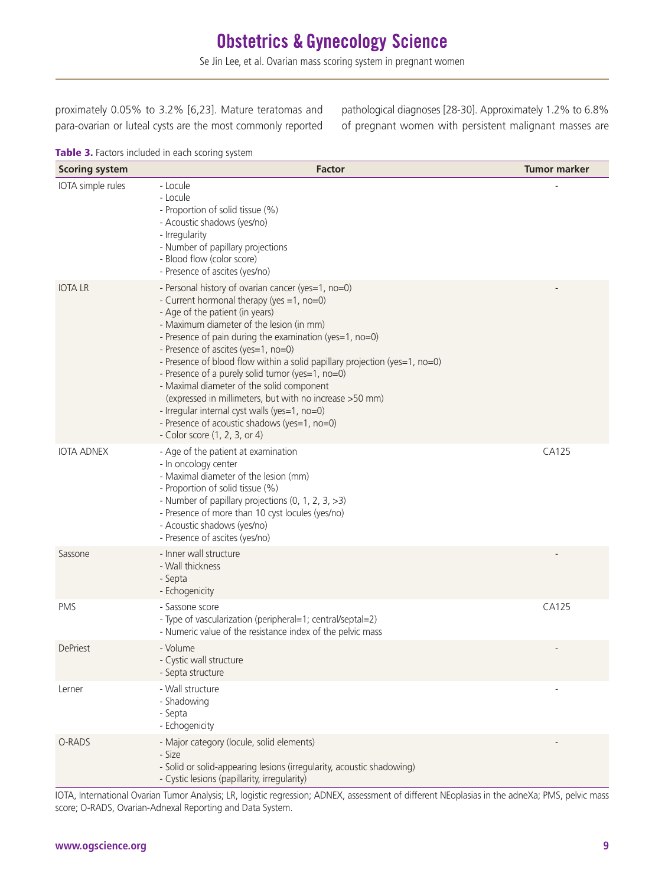proximately 0.05% to 3.2% [6,23]. Mature teratomas and para-ovarian or luteal cysts are the most commonly reported pathological diagnoses [28-30]. Approximately 1.2% to 6.8% of pregnant women with persistent malignant masses are

**Table 3.** Factors included in each scoring system

| Scoring system | Factor | Tumor marker |
|---|---|---|
| IOTA simple rules | - Locule<br>- Locule<br>- Proportion of solid tissue (%)<br>- Acoustic shadows (yes/no)<br>- Irregularity<br>- Number of papillary projections<br>- Blood flow (color score)<br>- Presence of ascites (yes/no) | - |
| IOTA LR | - Personal history of ovarian cancer (yes=1, no=0)<br>- Current hormonal therapy (yes =1, no=0)<br>- Age of the patient (in years)<br>- Maximum diameter of the lesion (in mm)<br>- Presence of pain during the examination (yes=1, no=0)<br>- Presence of ascites (yes=1, no=0)<br>- Presence of blood flow within a solid papillary projection (yes=1, no=0)<br>- Presence of a purely solid tumor (yes=1, no=0)<br>- Maximal diameter of the solid component (expressed in millimeters, but with no increase >50 mm)<br>- Irregular internal cyst walls (yes=1, no=0)<br>- Presence of acoustic shadows (yes=1, no=0)<br>- Color score (1, 2, 3, or 4) | - |
| IOTA ADNEX | - Age of the patient at examination<br>- In oncology center<br>- Maximal diameter of the lesion (mm)<br>- Proportion of solid tissue (%)<br>- Number of papillary projections (0, 1, 2, 3, >3)<br>- Presence of more than 10 cyst locules (yes/no)<br>- Acoustic shadows (yes/no)<br>- Presence of ascites (yes/no) | CA125 |
| Sassone | - Inner wall structure<br>- Wall thickness<br>- Septa<br>- Echogenicity | - |
| PMS | - Sassone score<br>- Type of vascularization (peripheral=1; central/septal=2)<br>- Numeric value of the resistance index of the pelvic mass | CA125 |
| DePriest | - Volume<br>- Cystic wall structure<br>- Septa structure | - |
| Lerner | - Wall structure<br>- Shadowing<br>- Septa<br>- Echogenicity | - |
| O-RADS | - Major category (locule, solid elements)<br>- Size<br>- Solid or solid-appearing lesions (irregularity, acoustic shadowing)<br>- Cystic lesions (papillarity, irregularity) | - |

IOTA, International Ovarian Tumor Analysis; LR, logistic regression; ADNEX, assessment of different NEoplasias in the adneXa; PMS, pelvic mass score; O-RADS, Ovarian-Adnexal Reporting and Data System.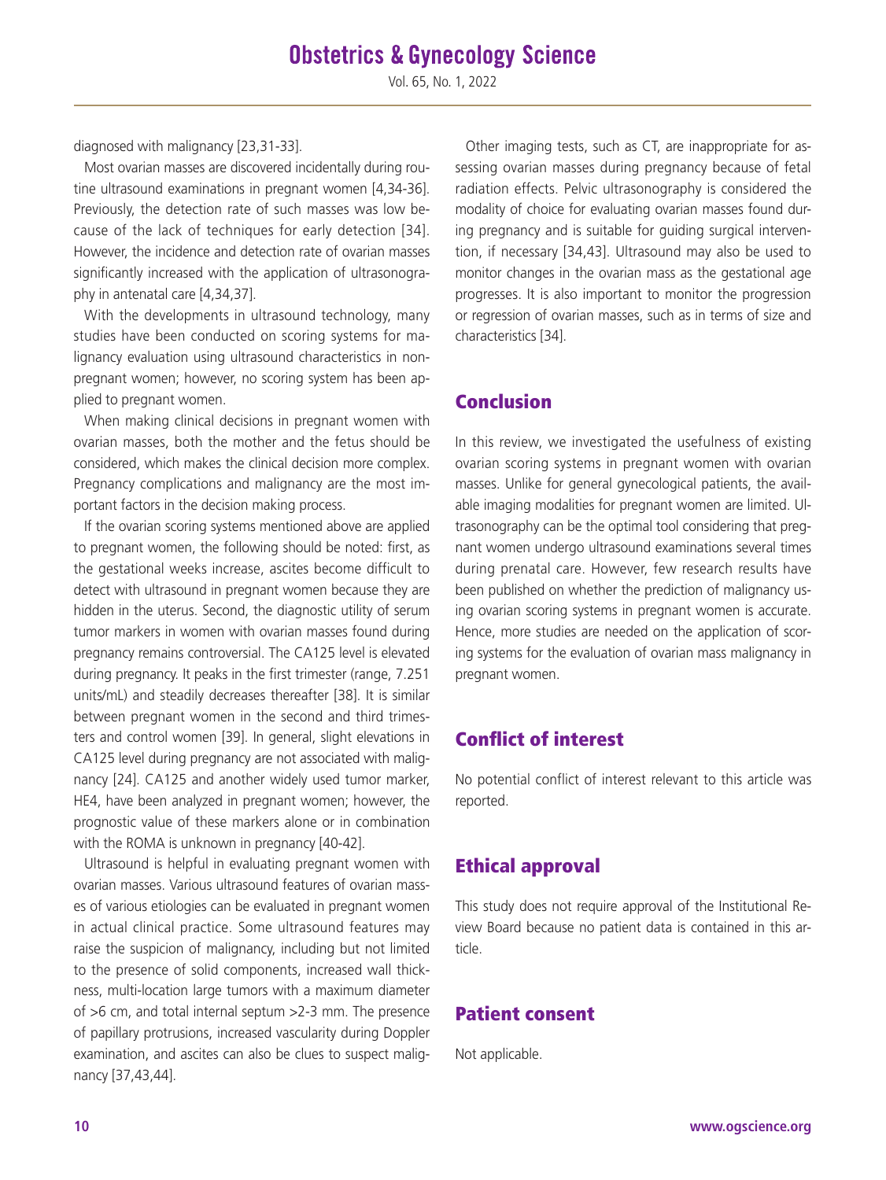diagnosed with malignancy [23,31-33].

Most ovarian masses are discovered incidentally during routine ultrasound examinations in pregnant women [4,34-36]. Previously, the detection rate of such masses was low because of the lack of techniques for early detection [34]. However, the incidence and detection rate of ovarian masses significantly increased with the application of ultrasonography in antenatal care [4,34,37].

With the developments in ultrasound technology, many studies have been conducted on scoring systems for malignancy evaluation using ultrasound characteristics in non-pregnant women; however, no scoring system has been applied to pregnant women.

When making clinical decisions in pregnant women with ovarian masses, both the mother and the fetus should be considered, which makes the clinical decision more complex. Pregnancy complications and malignancy are the most important factors in the decision making process.

If the ovarian scoring systems mentioned above are applied to pregnant women, the following should be noted: first, as the gestational weeks increase, ascites become difficult to detect with ultrasound in pregnant women because they are hidden in the uterus. Second, the diagnostic utility of serum tumor markers in women with ovarian masses found during pregnancy remains controversial. The CA125 level is elevated during pregnancy. It peaks in the first trimester (range, 7.251 units/mL) and steadily decreases thereafter [38]. It is similar between pregnant women in the second and third trimesters and control women [39]. In general, slight elevations in CA125 level during pregnancy are not associated with malignancy [24]. CA125 and another widely used tumor marker, HE4, have been analyzed in pregnant women; however, the prognostic value of these markers alone or in combination with the ROMA is unknown in pregnancy [40-42].

Ultrasound is helpful in evaluating pregnant women with ovarian masses. Various ultrasound features of ovarian masses of various etiologies can be evaluated in pregnant women in actual clinical practice. Some ultrasound features may raise the suspicion of malignancy, including but not limited to the presence of solid components, increased wall thickness, multi-location large tumors with a maximum diameter of >6 cm, and total internal septum >2-3 mm. The presence of papillary protrusions, increased vascularity during Doppler examination, and ascites can also be clues to suspect malignancy [37,43,44].

Other imaging tests, such as CT, are inappropriate for assessing ovarian masses during pregnancy because of fetal radiation effects. Pelvic ultrasonography is considered the modality of choice for evaluating ovarian masses found during pregnancy and is suitable for guiding surgical intervention, if necessary [34,43]. Ultrasound may also be used to monitor changes in the ovarian mass as the gestational age progresses. It is also important to monitor the progression or regression of ovarian masses, such as in terms of size and characteristics [34].

## Conclusion

In this review, we investigated the usefulness of existing ovarian scoring systems in pregnant women with ovarian masses. Unlike for general gynecological patients, the available imaging modalities for pregnant women are limited. Ultrasonography can be the optimal tool considering that pregnant women undergo ultrasound examinations several times during prenatal care. However, few research results have been published on whether the prediction of malignancy using ovarian scoring systems in pregnant women is accurate. Hence, more studies are needed on the application of scoring systems for the evaluation of ovarian mass malignancy in pregnant women.

## Conflict of interest

No potential conflict of interest relevant to this article was reported.

## Ethical approval

This study does not require approval of the Institutional Review Board because no patient data is contained in this article.

## Patient consent

Not applicable.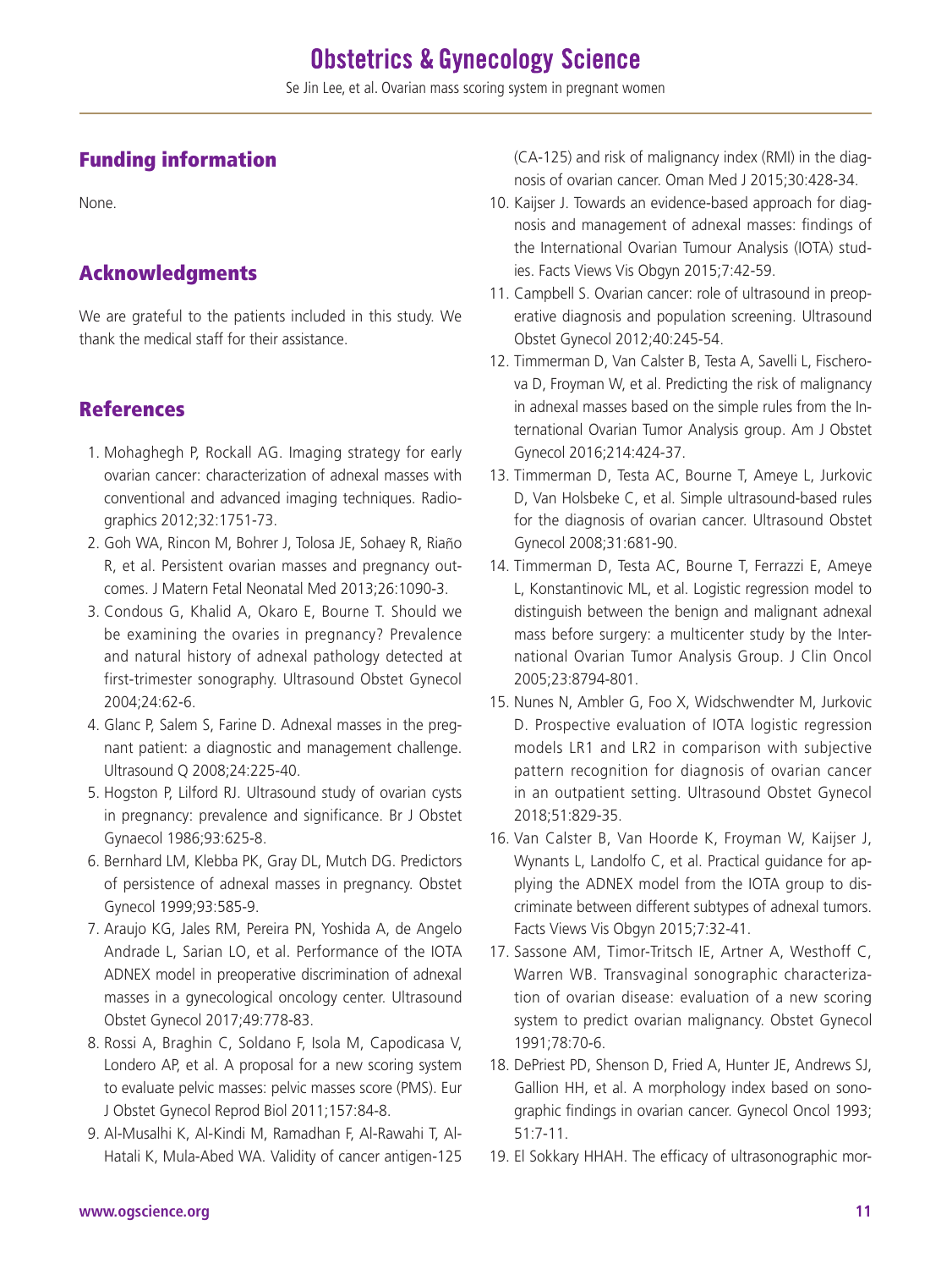## Funding information

None.

## Acknowledgments

We are grateful to the patients included in this study. We thank the medical staff for their assistance.

## References

1. Mohaghegh P, Rockall AG. Imaging strategy for early ovarian cancer: characterization of adnexal masses with conventional and advanced imaging techniques. Radiographics 2012;32:1751-73.
2. Goh WA, Rincon M, Bohrer J, Tolosa JE, Sohaey R, Riaño R, et al. Persistent ovarian masses and pregnancy outcomes. J Matern Fetal Neonatal Med 2013;26:1090-3.
3. Condous G, Khalid A, Okaro E, Bourne T. Should we be examining the ovaries in pregnancy? Prevalence and natural history of adnexal pathology detected at first-trimester sonography. Ultrasound Obstet Gynecol 2004;24:62-6.
4. Glanc P, Salem S, Farine D. Adnexal masses in the pregnant patient: a diagnostic and management challenge. Ultrasound Q 2008;24:225-40.
5. Hogston P, Lilford RJ. Ultrasound study of ovarian cysts in pregnancy: prevalence and significance. Br J Obstet Gynaecol 1986;93:625-8.
6. Bernhard LM, Klebba PK, Gray DL, Mutch DG. Predictors of persistence of adnexal masses in pregnancy. Obstet Gynecol 1999;93:585-9.
7. Araujo KG, Jales RM, Pereira PN, Yoshida A, de Angelo Andrade L, Sarian LO, et al. Performance of the IOTA ADNEX model in preoperative discrimination of adnexal masses in a gynecological oncology center. Ultrasound Obstet Gynecol 2017;49:778-83.
8. Rossi A, Braghin C, Soldano F, Isola M, Capodicasa V, Londero AP, et al. A proposal for a new scoring system to evaluate pelvic masses: pelvic masses score (PMS). Eur J Obstet Gynecol Reprod Biol 2011;157:84-8.
9. Al-Musalhi K, Al-Kindi M, Ramadhan F, Al-Rawahi T, Al-Hatali K, Mula-Abed WA. Validity of cancer antigen-125 (CA-125) and risk of malignancy index (RMI) in the diagnosis of ovarian cancer. Oman Med J 2015;30:428-34.
10. Kaijser J. Towards an evidence-based approach for diagnosis and management of adnexal masses: findings of the International Ovarian Tumour Analysis (IOTA) studies. Facts Views Vis Obgyn 2015;7:42-59.
11. Campbell S. Ovarian cancer: role of ultrasound in preoperative diagnosis and population screening. Ultrasound Obstet Gynecol 2012;40:245-54.
12. Timmerman D, Van Calster B, Testa A, Savelli L, Fischerova D, Froyman W, et al. Predicting the risk of malignancy in adnexal masses based on the simple rules from the International Ovarian Tumor Analysis group. Am J Obstet Gynecol 2016;214:424-37.
13. Timmerman D, Testa AC, Bourne T, Ameye L, Jurkovic D, Van Holsbeke C, et al. Simple ultrasound-based rules for the diagnosis of ovarian cancer. Ultrasound Obstet Gynecol 2008;31:681-90.
14. Timmerman D, Testa AC, Bourne T, Ferrazzi E, Ameye L, Konstantinovic ML, et al. Logistic regression model to distinguish between the benign and malignant adnexal mass before surgery: a multicenter study by the International Ovarian Tumor Analysis Group. J Clin Oncol 2005;23:8794-801.
15. Nunes N, Ambler G, Foo X, Widschwendter M, Jurkovic D. Prospective evaluation of IOTA logistic regression models LR1 and LR2 in comparison with subjective pattern recognition for diagnosis of ovarian cancer in an outpatient setting. Ultrasound Obstet Gynecol 2018;51:829-35.
16. Van Calster B, Van Hoorde K, Froyman W, Kaijser J, Wynants L, Landolfo C, et al. Practical guidance for applying the ADNEX model from the IOTA group to discriminate between different subtypes of adnexal tumors. Facts Views Vis Obgyn 2015;7:32-41.
17. Sassone AM, Timor-Tritsch IE, Artner A, Westhoff C, Warren WB. Transvaginal sonographic characterization of ovarian disease: evaluation of a new scoring system to predict ovarian malignancy. Obstet Gynecol 1991;78:70-6.
18. DePriest PD, Shenson D, Fried A, Hunter JE, Andrews SJ, Gallion HH, et al. A morphology index based on sonographic findings in ovarian cancer. Gynecol Oncol 1993; 51:7-11.
19. El Sokkary HHAH. The efficacy of ultrasonographic mor-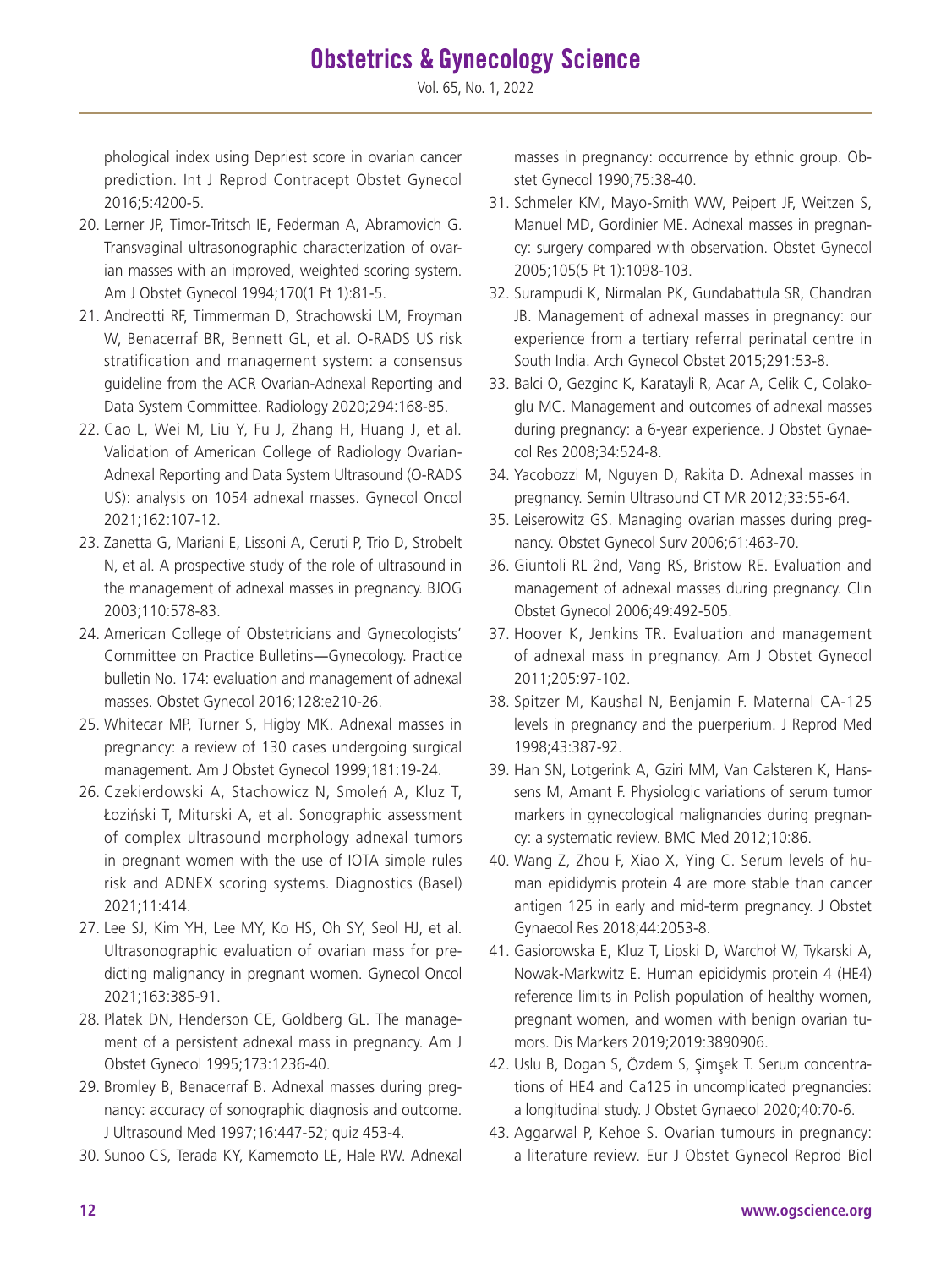phological index using Depriest score in ovarian cancer prediction. Int J Reprod Contracept Obstet Gynecol 2016;5:4200-5.

20. Lerner JP, Timor-Tritsch IE, Federman A, Abramovich G. Transvaginal ultrasonographic characterization of ovarian masses with an improved, weighted scoring system. Am J Obstet Gynecol 1994;170(1 Pt 1):81-5.
21. Andreotti RF, Timmerman D, Strachowski LM, Froyman W, Benacerraf BR, Bennett GL, et al. O-RADS US risk stratification and management system: a consensus guideline from the ACR Ovarian-Adnexal Reporting and Data System Committee. Radiology 2020;294:168-85.
22. Cao L, Wei M, Liu Y, Fu J, Zhang H, Huang J, et al. Validation of American College of Radiology Ovarian-Adnexal Reporting and Data System Ultrasound (O-RADS US): analysis on 1054 adnexal masses. Gynecol Oncol 2021;162:107-12.
23. Zanetta G, Mariani E, Lissoni A, Ceruti P, Trio D, Strobelt N, et al. A prospective study of the role of ultrasound in the management of adnexal masses in pregnancy. BJOG 2003;110:578-83.
24. American College of Obstetricians and Gynecologists' Committee on Practice Bulletins—Gynecology. Practice bulletin No. 174: evaluation and management of adnexal masses. Obstet Gynecol 2016;128:e210-26.
25. Whitecar MP, Turner S, Higby MK. Adnexal masses in pregnancy: a review of 130 cases undergoing surgical management. Am J Obstet Gynecol 1999;181:19-24.
26. Czekierdowski A, Stachowicz N, Smoleń A, Kluz T, Łoziński T, Miturski A, et al. Sonographic assessment of complex ultrasound morphology adnexal tumors in pregnant women with the use of IOTA simple rules risk and ADNEX scoring systems. Diagnostics (Basel) 2021;11:414.
27. Lee SJ, Kim YH, Lee MY, Ko HS, Oh SY, Seol HJ, et al. Ultrasonographic evaluation of ovarian mass for predicting malignancy in pregnant women. Gynecol Oncol 2021;163:385-91.
28. Platek DN, Henderson CE, Goldberg GL. The management of a persistent adnexal mass in pregnancy. Am J Obstet Gynecol 1995;173:1236-40.
29. Bromley B, Benacerraf B. Adnexal masses during pregnancy: accuracy of sonographic diagnosis and outcome. J Ultrasound Med 1997;16:447-52; quiz 453-4.
30. Sunoo CS, Terada KY, Kamemoto LE, Hale RW. Adnexal masses in pregnancy: occurrence by ethnic group. Obstet Gynecol 1990;75:38-40.
31. Schmeler KM, Mayo-Smith WW, Peipert JF, Weitzen S, Manuel MD, Gordinier ME. Adnexal masses in pregnancy: surgery compared with observation. Obstet Gynecol 2005;105(5 Pt 1):1098-103.
32. Surampudi K, Nirmalan PK, Gundabattula SR, Chandran JB. Management of adnexal masses in pregnancy: our experience from a tertiary referral perinatal centre in South India. Arch Gynecol Obstet 2015;291:53-8.
33. Balci O, Gezginc K, Karatayli R, Acar A, Celik C, Colakoglu MC. Management and outcomes of adnexal masses during pregnancy: a 6-year experience. J Obstet Gynaecol Res 2008;34:524-8.
34. Yacobozzi M, Nguyen D, Rakita D. Adnexal masses in pregnancy. Semin Ultrasound CT MR 2012;33:55-64.
35. Leiserowitz GS. Managing ovarian masses during pregnancy. Obstet Gynecol Surv 2006;61:463-70.
36. Giuntoli RL 2nd, Vang RS, Bristow RE. Evaluation and management of adnexal masses during pregnancy. Clin Obstet Gynecol 2006;49:492-505.
37. Hoover K, Jenkins TR. Evaluation and management of adnexal mass in pregnancy. Am J Obstet Gynecol 2011;205:97-102.
38. Spitzer M, Kaushal N, Benjamin F. Maternal CA-125 levels in pregnancy and the puerperium. J Reprod Med 1998;43:387-92.
39. Han SN, Lotgerink A, Gziri MM, Van Calsteren K, Hanssens M, Amant F. Physiologic variations of serum tumor markers in gynecological malignancies during pregnancy: a systematic review. BMC Med 2012;10:86.
40. Wang Z, Zhou F, Xiao X, Ying C. Serum levels of human epididymis protein 4 are more stable than cancer antigen 125 in early and mid-term pregnancy. J Obstet Gynaecol Res 2018;44:2053-8.
41. Gasiorowska E, Kluz T, Lipski D, Warchoł W, Tykarski A, Nowak-Markwitz E. Human epididymis protein 4 (HE4) reference limits in Polish population of healthy women, pregnant women, and women with benign ovarian tumors. Dis Markers 2019;2019:3890906.
42. Uslu B, Dogan S, Özdem S, Şimşek T. Serum concentrations of HE4 and Ca125 in uncomplicated pregnancies: a longitudinal study. J Obstet Gynaecol 2020;40:70-6.
43. Aggarwal P, Kehoe S. Ovarian tumours in pregnancy: a literature review. Eur J Obstet Gynecol Reprod Biol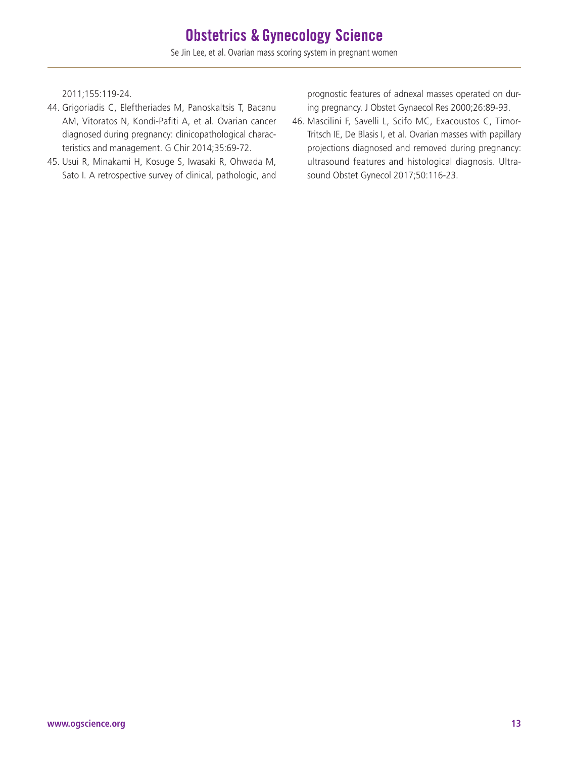2011;155:119-24.

44. Grigoriadis C, Eleftheriades M, Panoskaltsis T, Bacanu AM, Vitoratos N, Kondi-Pafiti A, et al. Ovarian cancer diagnosed during pregnancy: clinicopathological characteristics and management. G Chir 2014;35:69-72.
45. Usui R, Minakami H, Kosuge S, Iwasaki R, Ohwada M, Sato I. A retrospective survey of clinical, pathologic, and prognostic features of adnexal masses operated on during pregnancy. J Obstet Gynaecol Res 2000;26:89-93.
46. Mascilini F, Savelli L, Scifo MC, Exacoustos C, Timor-Tritsch IE, De Blasis I, et al. Ovarian masses with papillary projections diagnosed and removed during pregnancy: ultrasound features and histological diagnosis. Ultrasound Obstet Gynecol 2017;50:116-23.